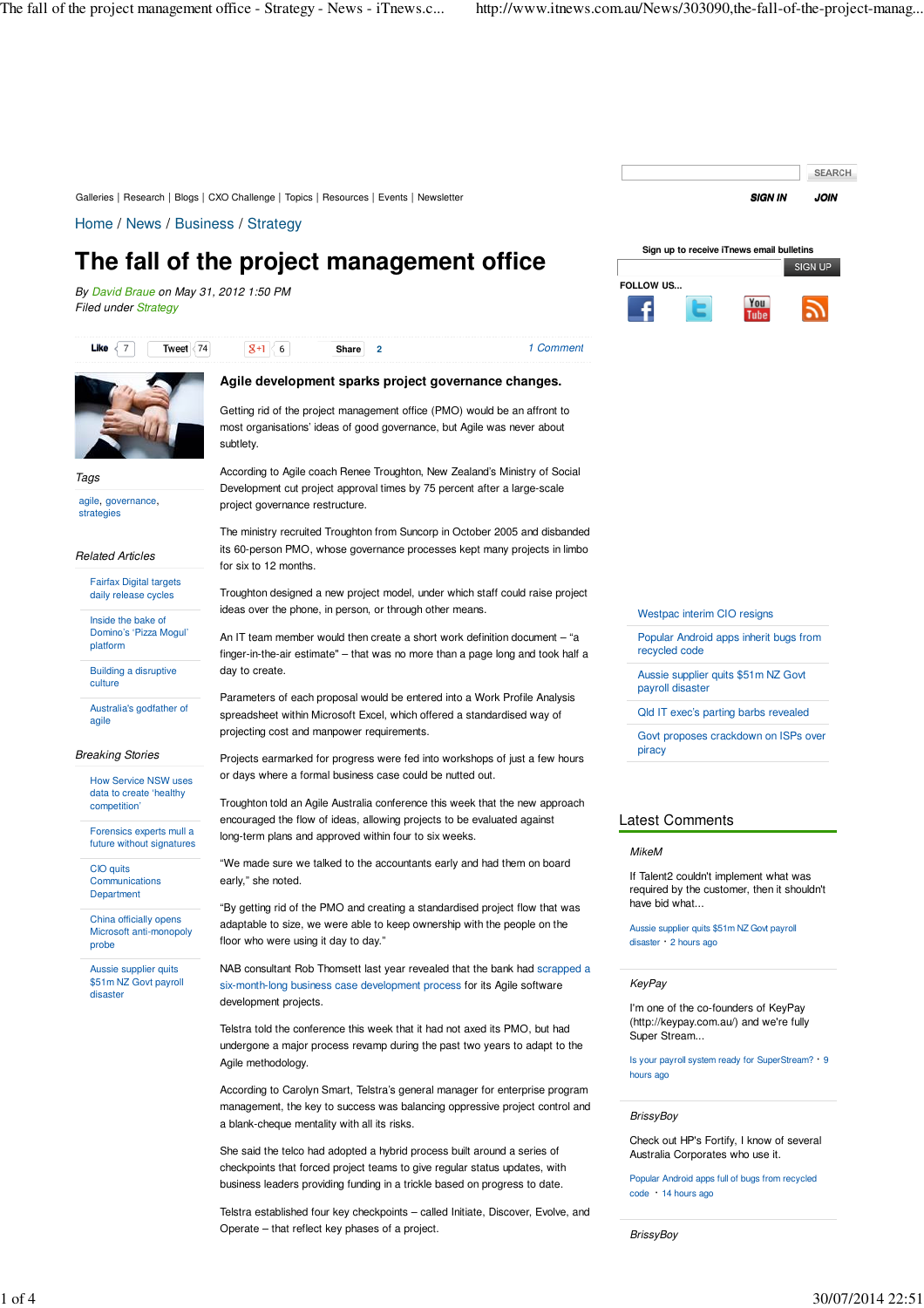Galleries | Research | Blogs | CXO Challenge | Topics | Resources | Events | Newsletter

Home / News / Business / Strategy

# The fall of the project management office

*By David Braue on May 31, 2012 1:50 PM*
*Filed under Strategy*

Like 7 | Tweet 74 | +1 6 | Share 2 | 1 Comment

**Agile development sparks project governance changes.**

Getting rid of the project management office (PMO) would be an affront to most organisations' ideas of good governance, but Agile was never about subtlety.

According to Agile coach Renee Troughton, New Zealand's Ministry of Social Development cut project approval times by 75 percent after a large-scale project governance restructure.

The ministry recruited Troughton from Suncorp in October 2005 and disbanded its 60-person PMO, whose governance processes kept many projects in limbo for six to 12 months.

Troughton designed a new project model, under which staff could raise project ideas over the phone, in person, or through other means.

An IT team member would then create a short work definition document – "a finger-in-the-air estimate" – that was no more than a page long and took half a day to create.

Parameters of each proposal would be entered into a Work Profile Analysis spreadsheet within Microsoft Excel, which offered a standardised way of projecting cost and manpower requirements.

Projects earmarked for progress were fed into workshops of just a few hours or days where a formal business case could be nutted out.

Troughton told an Agile Australia conference this week that the new approach encouraged the flow of ideas, allowing projects to be evaluated against long-term plans and approved within four to six weeks.

"We made sure we talked to the accountants early and had them on board early," she noted.

"By getting rid of the PMO and creating a standardised project flow that was adaptable to size, we were able to keep ownership with the people on the floor who were using it day to day."

NAB consultant Rob Thomsett last year revealed that the bank had scrapped a six-month-long business case development process for its Agile software development projects.

Telstra told the conference this week that it had not axed its PMO, but had undergone a major process revamp during the past two years to adapt to the Agile methodology.

According to Carolyn Smart, Telstra's general manager for enterprise program management, the key to success was balancing oppressive project control and a blank-cheque mentality with all its risks.

She said the telco had adopted a hybrid process built around a series of checkpoints that forced project teams to give regular status updates, with business leaders providing funding in a trickle based on progress to date.

Telstra established four key checkpoints – called Initiate, Discover, Evolve, and Operate – that reflect key phases of a project.

*Tags*

agile, governance, strategies

*Related Articles*

- Fairfax Digital targets daily release cycles
- Inside the bake of Domino's 'Pizza Mogul' platform
- Building a disruptive culture
- Australia's godfather of agile

*Breaking Stories*

- How Service NSW uses data to create 'healthy competition'
- Forensics experts mull a future without signatures
- CIO quits Communications Department
- China officially opens Microsoft anti-monopoly probe
- Aussie supplier quits $51m NZ Govt payroll disaster

SEARCH

SIGN IN | JOIN

Sign up to receive iTnews email bulletins

SIGN UP

FOLLOW US...

- Westpac interim CIO resigns
- Popular Android apps inherit bugs from recycled code
- Aussie supplier quits $51m NZ Govt payroll disaster
- Qld IT exec's parting barbs revealed
- Govt proposes crackdown on ISPs over piracy

## Latest Comments

*MikeM*

If Talent2 couldn't implement what was required by the customer, then it shouldn't have bid what...

Aussie supplier quits $51m NZ Govt payroll disaster · 2 hours ago

*KeyPay*

I'm one of the co-founders of KeyPay (http://keypay.com.au/) and we're fully Super Stream...

Is your payroll system ready for SuperStream? · 9 hours ago

*BrissyBoy*

Check out HP's Fortify, I know of several Australia Corporates who use it.

Popular Android apps full of bugs from recycled code · 14 hours ago

*BrissyBoy*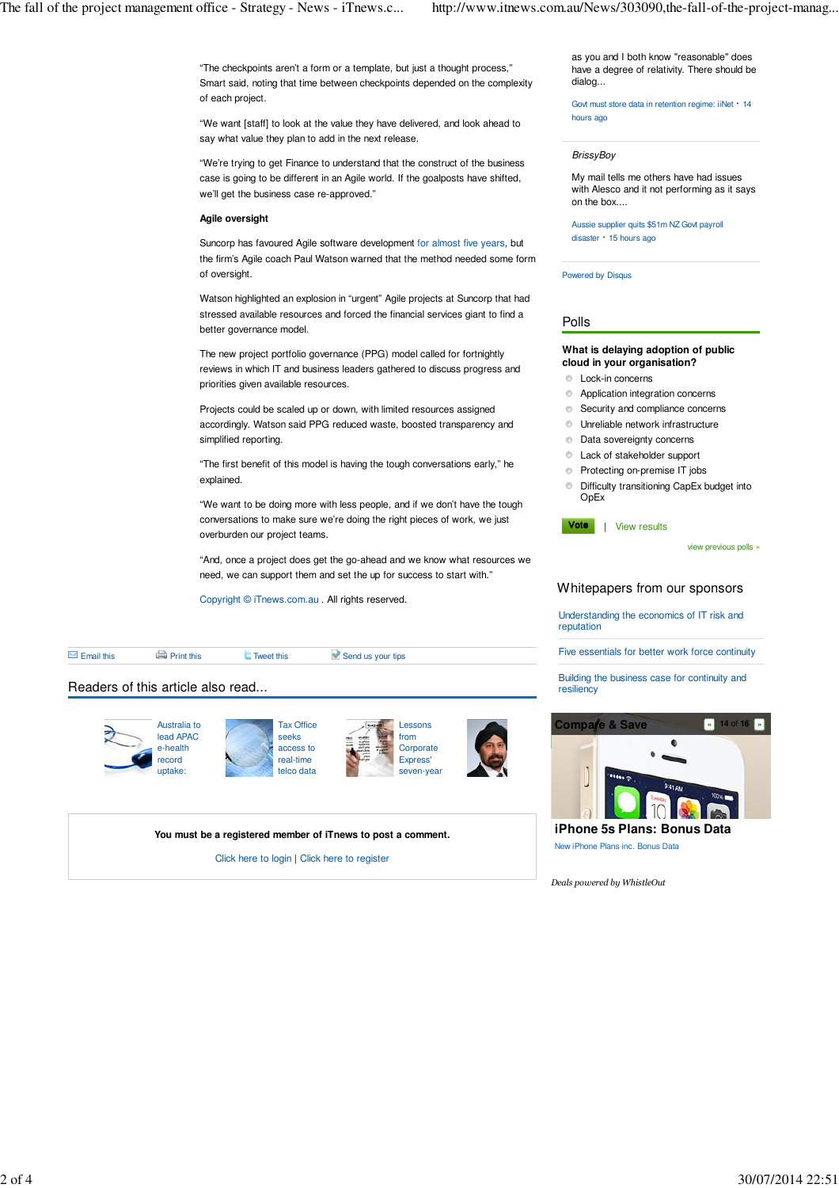"The checkpoints aren't a form or a template, but just a thought process," Smart said, noting that time between checkpoints depended on the complexity of each project.

"We want [staff] to look at the value they have delivered, and look ahead to say what value they plan to add in the next release.

"We're trying to get Finance to understand that the construct of the business case is going to be different in an Agile world. If the goalposts have shifted, we'll get the business case re-approved."

**Agile oversight**

Suncorp has favoured Agile software development for almost five years, but the firm's Agile coach Paul Watson warned that the method needed some form of oversight.

Watson highlighted an explosion in "urgent" Agile projects at Suncorp that had stressed available resources and forced the financial services giant to find a better governance model.

The new project portfolio governance (PPG) model called for fortnightly reviews in which IT and business leaders gathered to discuss progress and priorities given available resources.

Projects could be scaled up or down, with limited resources assigned accordingly. Watson said PPG reduced waste, boosted transparency and simplified reporting.

"The first benefit of this model is having the tough conversations early," he explained.

"We want to be doing more with less people, and if we don't have the tough conversations to make sure we're doing the right pieces of work, we just overburden our project teams.

"And, once a project does get the go-ahead and we know what resources we need, we can support them and set the up for success to start with."

Copyright © iTnews.com.au . All rights reserved.

Email this | Print this | Tweet this | Send us your tips

## Readers of this article also read...

- Australia to lead APAC e-health record uptake:
- Tax Office seeks access to real-time telco data
- Lessons from Corporate Express' seven-year

**You must be a registered member of iTnews to post a comment.**

Click here to login | Click here to register

as you and I both know "reasonable" does have a degree of relativity. There should be dialog...

Govt must store data in retention regime: iiNet · 14 hours ago

*BrissyBoy*

My mail tells me others have had issues with Alesco and it not performing as it says on the box....

Aussie supplier quits $51m NZ Govt payroll disaster · 15 hours ago

Powered by Disqus

## Polls

**What is delaying adoption of public cloud in your organisation?**

- Lock-in concerns
- Application integration concerns
- Security and compliance concerns
- Unreliable network infrastructure
- Data sovereignty concerns
- Lack of stakeholder support
- Protecting on-premise IT jobs
- Difficulty transitioning CapEx budget into OpEx

Vote | View results

view previous polls »

## Whitepapers from our sponsors

- Understanding the economics of IT risk and reputation
- Five essentials for better work force continuity
- Building the business case for continuity and resiliency

Compare & Save 14 of 16

**iPhone 5s Plans: Bonus Data**

New iPhone Plans inc. Bonus Data

*Deals powered by WhistleOut*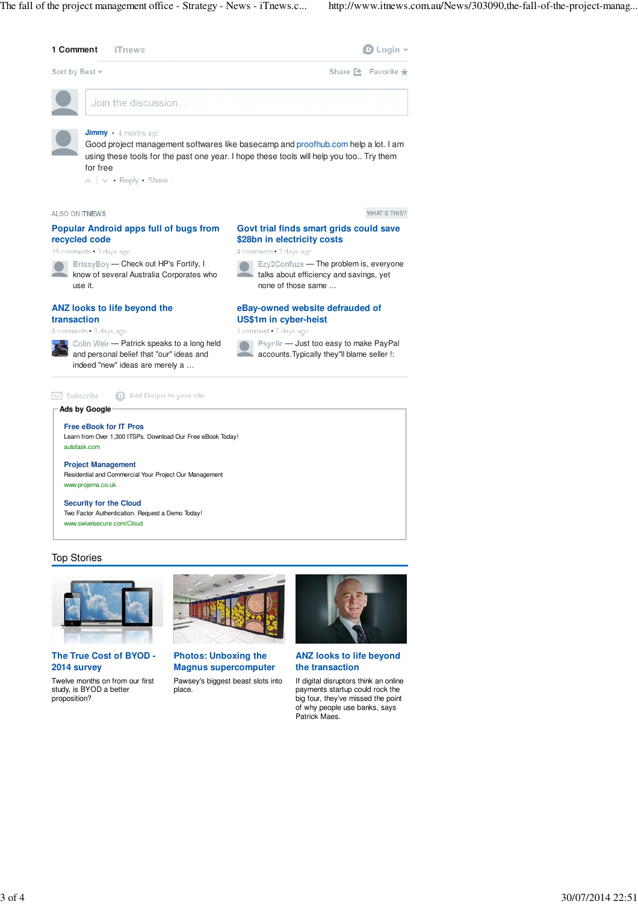1 Comment iTnews Login

Sort by Best Share Favorite

Join the discussion...

**Jimmy** · 4 months ago

Good project management softwares like basecamp and proofhub.com help a lot. I am using these tools for the past one year. I hope these tools will help you too.. Try them for free

Reply · Share ›

ALSO ON ITNEWS WHAT'S THIS?

**Popular Android apps full of bugs from recycled code**

15 comments • 3 days ago

BrissyBoy — Check out HP's Fortify, I know of several Australia Corporates who use it.

**Govt trial finds smart grids could save $28bn in electricity costs**

4 comments • 2 days ago

Ezy2Confuze — The problem is, everyone talks about efficiency and savings, yet none of those same …

**ANZ looks to life beyond the transaction**

8 comments • 3 days ago

Colin Weir — Patrick speaks to a long held and personal belief that "our" ideas and indeed "new" ideas are merely a …

**eBay-owned website defrauded of US$1m in cyber-heist**

1 comment • 7 days ago

Psyclic — Just too easy to make PayPal accounts.Typically they"ll blame seller !:

Subscribe Add Disqus to your site

**Ads by Google**

**Free eBook for IT Pros**
Learn from Over 1,300 ITSPs. Download Our Free eBook Today!
autotask.com

**Project Management**
Residential and Commercial Your Project Our Management
www.projema.co.uk

**Security for the Cloud**
Two Factor Authentication. Request a Demo Today!
www.swivelsecure.com/Cloud

## Top Stories

**The True Cost of BYOD - 2014 survey**

Twelve months on from our first study, is BYOD a better proposition?

**Photos: Unboxing the Magnus supercomputer**

Pawsey's biggest beast slots into place.

**ANZ looks to life beyond the transaction**

If digital disruptors think an online payments startup could rock the big four, they've missed the point of why people use banks, says Patrick Maes.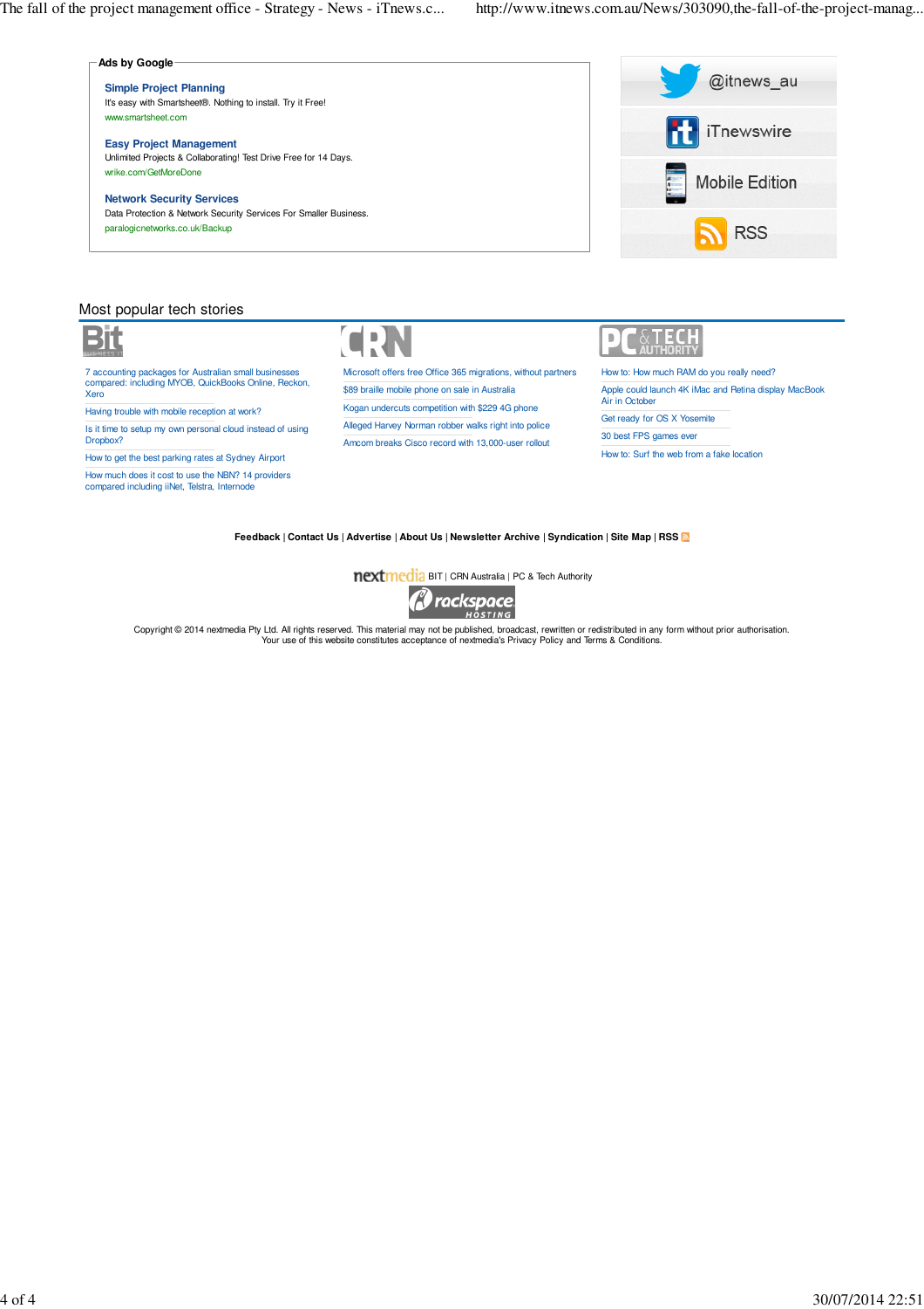**Ads by Google**

**Simple Project Planning**
It's easy with Smartsheet®. Nothing to install. Try it Free!
www.smartsheet.com

**Easy Project Management**
Unlimited Projects & Collaborating! Test Drive Free for 14 Days.
wrike.com/GetMoreDone

**Network Security Services**
Data Protection & Network Security Services For Smaller Business.
paralogicnetworks.co.uk/Backup

@itnews_au

iTnewswire

Mobile Edition

RSS

## Most popular tech stories

**BIT**

- 7 accounting packages for Australian small businesses compared: including MYOB, QuickBooks Online, Reckon, Xero
- Having trouble with mobile reception at work?
- Is it time to setup my own personal cloud instead of using Dropbox?
- How to get the best parking rates at Sydney Airport
- How much does it cost to use the NBN? 14 providers compared including iiNet, Telstra, Internode

**CRN**

- Microsoft offers free Office 365 migrations, without partners
- $89 braille mobile phone on sale in Australia
- Kogan undercuts competition with $229 4G phone
- Alleged Harvey Norman robber walks right into police
- Amcom breaks Cisco record with 13,000-user rollout

**PC & Tech Authority**

- How to: How much RAM do you really need?
- Apple could launch 4K iMac and Retina display MacBook Air in October
- Get ready for OS X Yosemite
- 30 best FPS games ever
- How to: Surf the web from a fake location

**Feedback** | **Contact Us** | **Advertise** | **About Us** | **Newsletter Archive** | **Syndication** | **Site Map** | **RSS**

nextmedia BIT | CRN Australia | PC & Tech Authority

rackspace HOSTING

Copyright © 2014 nextmedia Pty Ltd. All rights reserved. This material may not be published, broadcast, rewritten or redistributed in any form without prior authorisation.
Your use of this website constitutes acceptance of nextmedia's Privacy Policy and Terms & Conditions.